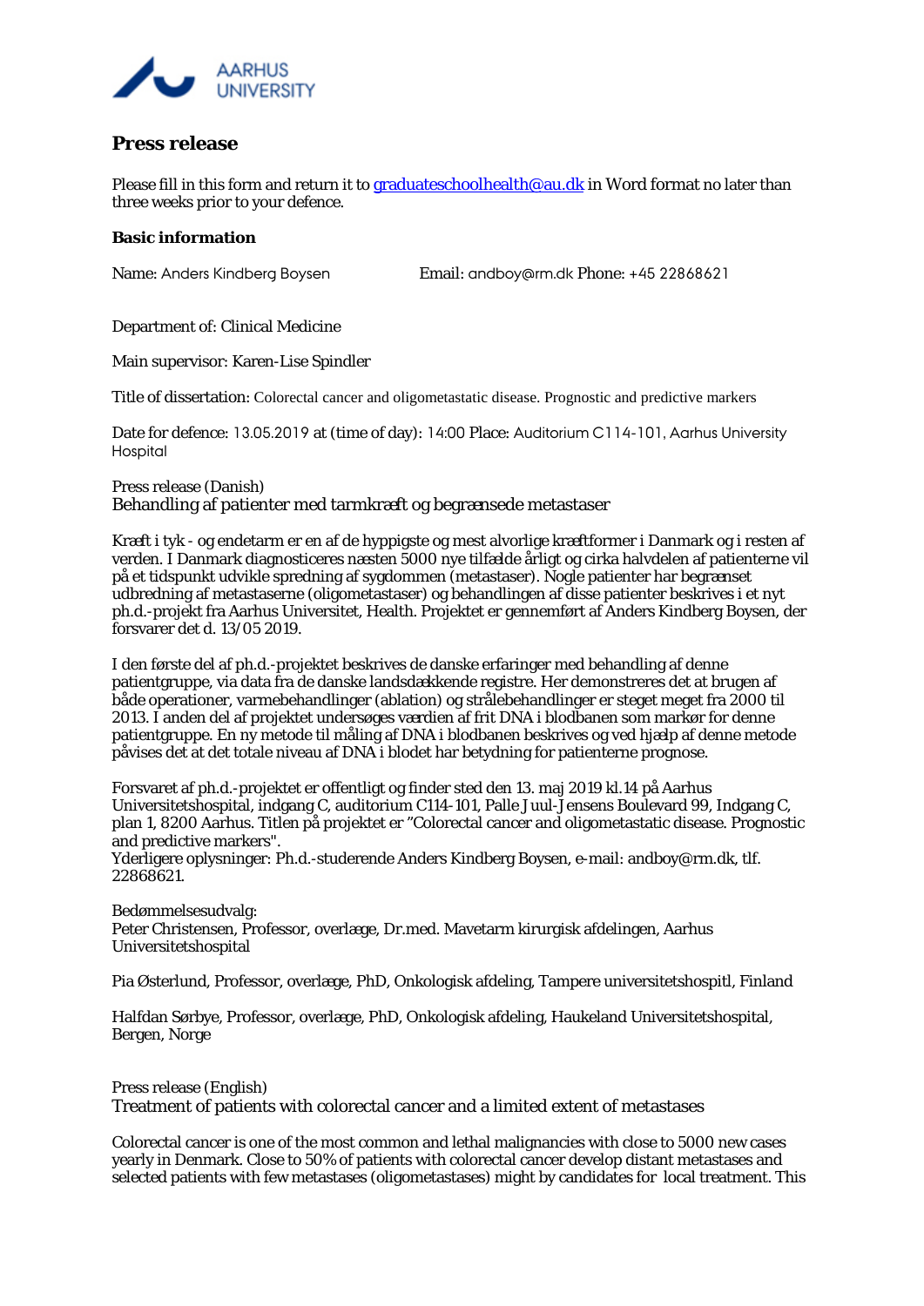AARHUS UNIVERSITY

# Press release

Please fill in this form and return it to graduateschoolhealth@au.dk in Word format no later than three weeks prior to your defence.

### Basic information

Name: Anders Kindberg Boysen Email: andboy@rm.dk Phone: +45 22868621

Department of: Clinical Medicine

Main supervisor: Karen-Lise Spindler

Title of dissertation: Colorectal cancer and oligometastatic disease. Prognostic and predictive markers

Date for defence: 13.05.2019 at (time of day): 14:00 Place: Auditorium C114-101, Aarhus University Hospital

Press release (Danish)

Behandling af patienter med tarmkræft og begrænsede metastaser

Kræft i tyk - og endetarm er en af de hyppigste og mest alvorlige kræftformer i Danmark og i resten af verden. I Danmark diagnosticeres næsten 5000 nye tilfælde årligt og cirka halvdelen af patienterne vil på et tidspunkt udvikle spredning af sygdommen (metastaser). Nogle patienter har begrænset udbredning af metastaserne (oligometastaser) og behandlingen af disse patienter beskrives i et nyt ph.d.-projekt fra Aarhus Universitet, Health. Projektet er gennemført af Anders Kindberg Boysen, der forsvarer det d. 13/05 2019.

I den første del af ph.d.-projektet beskrives de danske erfaringer med behandling af denne patientgruppe, via data fra de danske landsdækkende registre. Her demonstreres det at brugen af både operationer, varmebehandlinger (ablation) og strålebehandlinger er steget meget fra 2000 til 2013. I anden del af projektet undersøges værdien af frit DNA i blodbanen som markør for denne patientgruppe. En ny metode til måling af DNA i blodbanen beskrives og ved hjælp af denne metode påvises det at det totale niveau af DNA i blodet har betydning for patienterne prognose.

Forsvaret af ph.d.-projektet er offentligt og finder sted den 13. maj 2019 kl.14 på Aarhus Universitetshospital, indgang C, auditorium C114-101, Palle Juul-Jensens Boulevard 99, Indgang C, plan 1, 8200 Aarhus. Titlen på projektet er "Colorectal cancer and oligometastatic disease. Prognostic and predictive markers".
Yderligere oplysninger: Ph.d.-studerende Anders Kindberg Boysen, e-mail: andboy@rm.dk, tlf. 22868621.

Bedømmelsesudvalg:
Peter Christensen, Professor, overlæge, Dr.med. Mavetarm kirurgisk afdelingen, Aarhus Universitetshospital

Pia Østerlund, Professor, overlæge, PhD, Onkologisk afdeling, Tampere universitetshospitl, Finland

Halfdan Sørbye, Professor, overlæge, PhD, Onkologisk afdeling, Haukeland Universitetshospital, Bergen, Norge

Press release (English)

Treatment of patients with colorectal cancer and a limited extent of metastases

Colorectal cancer is one of the most common and lethal malignancies with close to 5000 new cases yearly in Denmark. Close to 50% of patients with colorectal cancer develop distant metastases and selected patients with few metastases (oligometastases) might by candidates for local treatment. This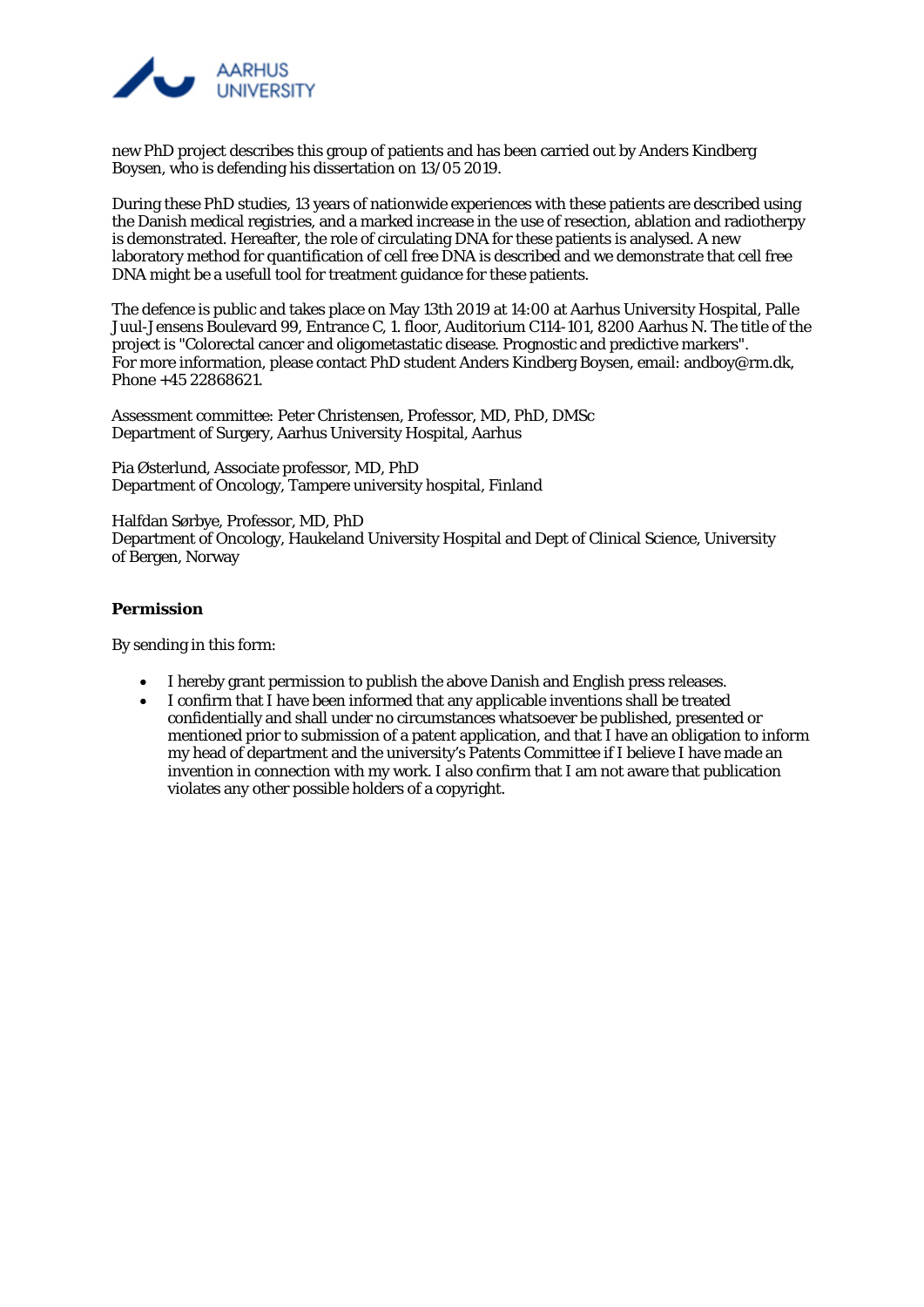new PhD project describes this group of patients and has been carried out by Anders Kindberg Boysen, who is defending his dissertation on 13/05 2019.

During these PhD studies, 13 years of nationwide experiences with these patients are described using the Danish medical registries, and a marked increase in the use of resection, ablation and radiotherpy is demonstrated. Hereafter, the role of circulating DNA for these patients is analysed. A new laboratory method for quantification of cell free DNA is described and we demonstrate that cell free DNA might be a usefull tool for treatment guidance for these patients.

The defence is public and takes place on May 13th 2019 at 14:00 at Aarhus University Hospital, Palle Juul-Jensens Boulevard 99, Entrance C, 1. floor, Auditorium C114-101, 8200 Aarhus N. The title of the project is "Colorectal cancer and oligometastatic disease. Prognostic and predictive markers".
For more information, please contact PhD student Anders Kindberg Boysen, email: andboy@rm.dk, Phone +45 22868621.

Assessment committee: Peter Christensen, Professor, MD, PhD, DMSc
Department of Surgery, Aarhus University Hospital, Aarhus

Pia Österlund, Associate professor, MD, PhD
Department of Oncology, Tampere university hospital, Finland

Halfdan Sørbye, Professor, MD, PhD
Department of Oncology, Haukeland University Hospital and Dept of Clinical Science, University of Bergen, Norway

**Permission**

By sending in this form:

- I hereby grant permission to publish the above Danish and English press releases.
- I confirm that I have been informed that any applicable inventions shall be treated confidentially and shall under no circumstances whatsoever be published, presented or mentioned prior to submission of a patent application, and that I have an obligation to inform my head of department and the university's Patents Committee if I believe I have made an invention in connection with my work. I also confirm that I am not aware that publication violates any other possible holders of a copyright.